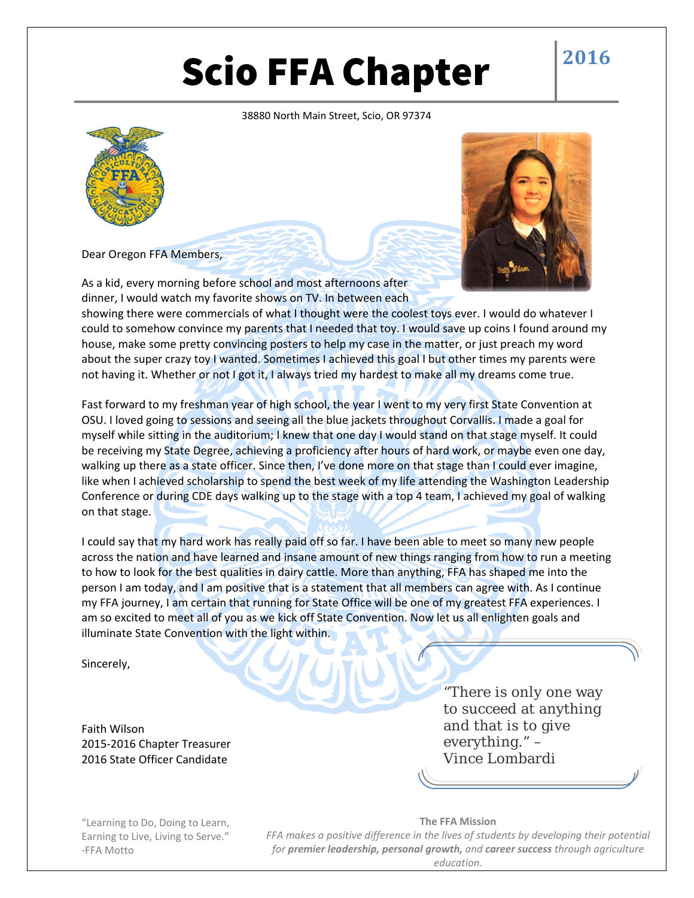# Scio FFA Chapter

**2016**

38880 North Main Street, Scio, OR 97374

Dear Oregon FFA Members,

As a kid, every morning before school and most afternoons after dinner, I would watch my favorite shows on TV. In between each showing there were commercials of what I thought were the coolest toys ever. I would do whatever I could to somehow convince my parents that I needed that toy. I would save up coins I found around my house, make some pretty convincing posters to help my case in the matter, or just preach my word about the super crazy toy I wanted. Sometimes I achieved this goal I but other times my parents were not having it. Whether or not I got it, I always tried my hardest to make all my dreams come true.

Fast forward to my freshman year of high school, the year I went to my very first State Convention at OSU. I loved going to sessions and seeing all the blue jackets throughout Corvallis. I made a goal for myself while sitting in the auditorium; I knew that one day I would stand on that stage myself. It could be receiving my State Degree, achieving a proficiency after hours of hard work, or maybe even one day, walking up there as a state officer. Since then, I've done more on that stage than I could ever imagine, like when I achieved scholarship to spend the best week of my life attending the Washington Leadership Conference or during CDE days walking up to the stage with a top 4 team, I achieved my goal of walking on that stage.

I could say that my hard work has really paid off so far. I have been able to meet so many new people across the nation and have learned and insane amount of new things ranging from how to run a meeting to how to look for the best qualities in dairy cattle. More than anything, FFA has shaped me into the person I am today, and I am positive that is a statement that all members can agree with. As I continue my FFA journey, I am certain that running for State Office will be one of my greatest FFA experiences. I am so excited to meet all of you as we kick off State Convention. Now let us all enlighten goals and illuminate State Convention with the light within.

Sincerely,

Faith Wilson
2015-2016 Chapter Treasurer
2016 State Officer Candidate

> "There is only one way to succeed at anything and that is to give everything." – Vince Lombardi

"Learning to Do, Doing to Learn, Earning to Live, Living to Serve."
-FFA Motto

**The FFA Mission**

*FFA makes a positive difference in the lives of students by developing their potential for* ***premier leadership, personal growth,*** *and* ***career success*** *through agriculture education.*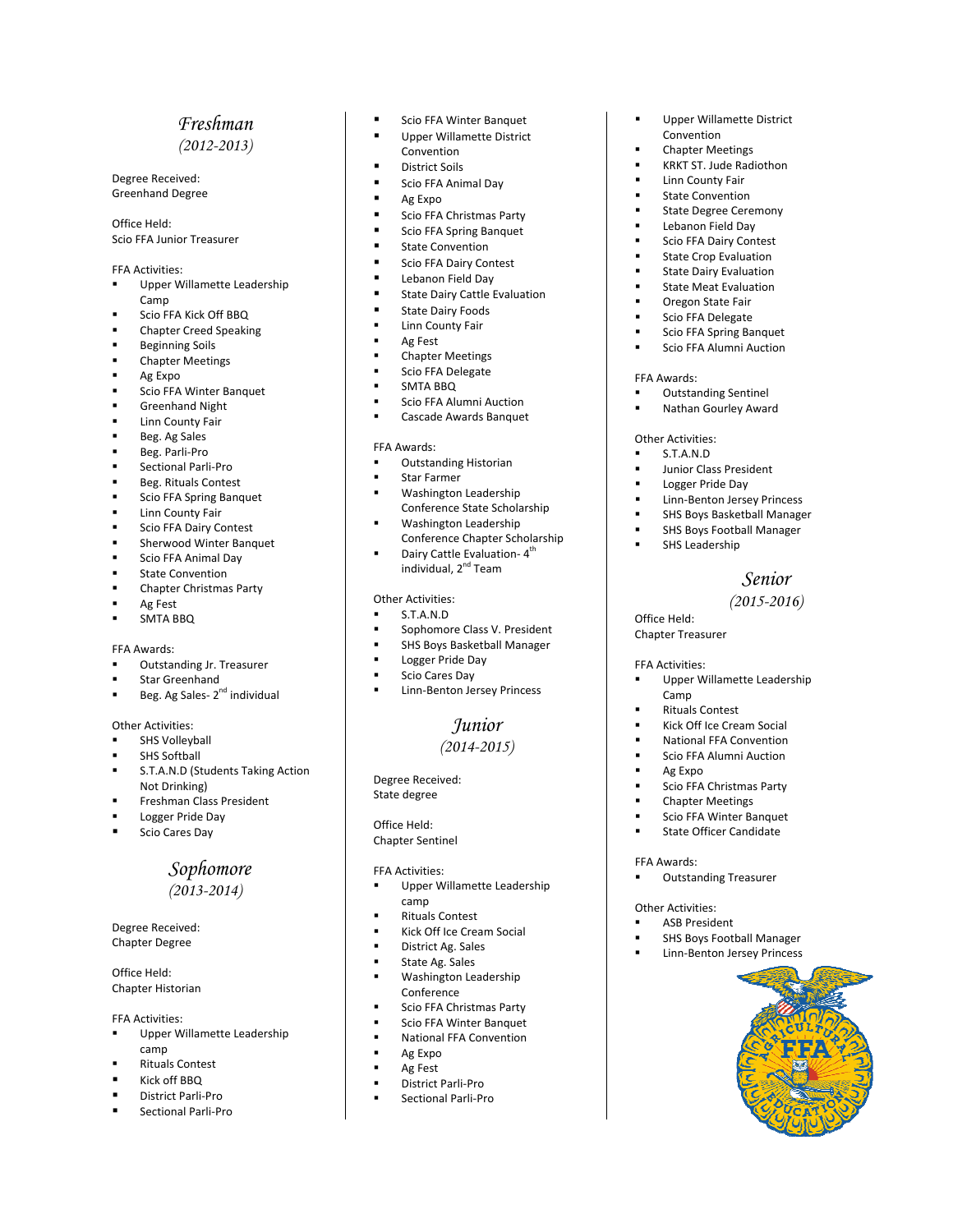## *Freshman*
### *(2012-2013)*

Degree Received:
Greenhand Degree

Office Held:
Scio FFA Junior Treasurer

FFA Activities:

- Upper Willamette Leadership Camp
- Scio FFA Kick Off BBQ
- Chapter Creed Speaking
- Beginning Soils
- Chapter Meetings
- Ag Expo
- Scio FFA Winter Banquet
- Greenhand Night
- Linn County Fair
- Beg. Ag Sales
- Beg. Parli-Pro
- Sectional Parli-Pro
- Beg. Rituals Contest
- Scio FFA Spring Banquet
- Linn County Fair
- Scio FFA Dairy Contest
- Sherwood Winter Banquet
- Scio FFA Animal Day
- State Convention
- Chapter Christmas Party
- Ag Fest
- SMTA BBQ

FFA Awards:

- Outstanding Jr. Treasurer
- Star Greenhand
- Beg. Ag Sales- 2nd individual

Other Activities:

- SHS Volleyball
- SHS Softball
- S.T.A.N.D (Students Taking Action Not Drinking)
- Freshman Class President
- Logger Pride Day
- Scio Cares Day

## *Sophomore*
### *(2013-2014)*

Degree Received:
Chapter Degree

Office Held:
Chapter Historian

FFA Activities:

- Upper Willamette Leadership camp
- Rituals Contest
- Kick off BBQ
- District Parli-Pro
- Sectional Parli-Pro
- Scio FFA Winter Banquet
- Upper Willamette District Convention
- District Soils
- Scio FFA Animal Day
- Ag Expo
- Scio FFA Christmas Party
- Scio FFA Spring Banquet
- State Convention
- Scio FFA Dairy Contest
- Lebanon Field Day
- State Dairy Cattle Evaluation
- State Dairy Foods
- Linn County Fair
- Ag Fest
- Chapter Meetings
- Scio FFA Delegate
- SMTA BBQ
- Scio FFA Alumni Auction
- Cascade Awards Banquet

FFA Awards:

- Outstanding Historian
- Star Farmer
- Washington Leadership Conference State Scholarship
- Washington Leadership Conference Chapter Scholarship
- Dairy Cattle Evaluation- 4th individual, 2nd Team

Other Activities:

- S.T.A.N.D
- Sophomore Class V. President
- SHS Boys Basketball Manager
- Logger Pride Day
- Scio Cares Day
- Linn-Benton Jersey Princess

## *Junior*
### *(2014-2015)*

Degree Received:
State degree

Office Held:
Chapter Sentinel

FFA Activities:

- Upper Willamette Leadership camp
- Rituals Contest
- Kick Off Ice Cream Social
- District Ag. Sales
- State Ag. Sales
- Washington Leadership Conference
- Scio FFA Christmas Party
- Scio FFA Winter Banquet
- National FFA Convention
- Ag Expo
- Ag Fest
- District Parli-Pro
- Sectional Parli-Pro
- Upper Willamette District Convention
- Chapter Meetings
- KRKT ST. Jude Radiothon
- Linn County Fair
- State Convention
- State Degree Ceremony
- Lebanon Field Day
- Scio FFA Dairy Contest
- State Crop Evaluation
- State Dairy Evaluation
- State Meat Evaluation
- Oregon State Fair
- Scio FFA Delegate
- Scio FFA Spring Banquet
- Scio FFA Alumni Auction

FFA Awards:

- Outstanding Sentinel
- Nathan Gourley Award

Other Activities:

- S.T.A.N.D
- Junior Class President
- Logger Pride Day
- Linn-Benton Jersey Princess
- SHS Boys Basketball Manager
- SHS Boys Football Manager
- SHS Leadership

## *Senior*
### *(2015-2016)*

Office Held:
Chapter Treasurer

FFA Activities:

- Upper Willamette Leadership Camp
- Rituals Contest
- Kick Off Ice Cream Social
- National FFA Convention
- Scio FFA Alumni Auction
- Ag Expo
- Scio FFA Christmas Party
- Chapter Meetings
- Scio FFA Winter Banquet
- State Officer Candidate

FFA Awards:

- Outstanding Treasurer

Other Activities:

- ASB President
- SHS Boys Football Manager
- Linn-Benton Jersey Princess